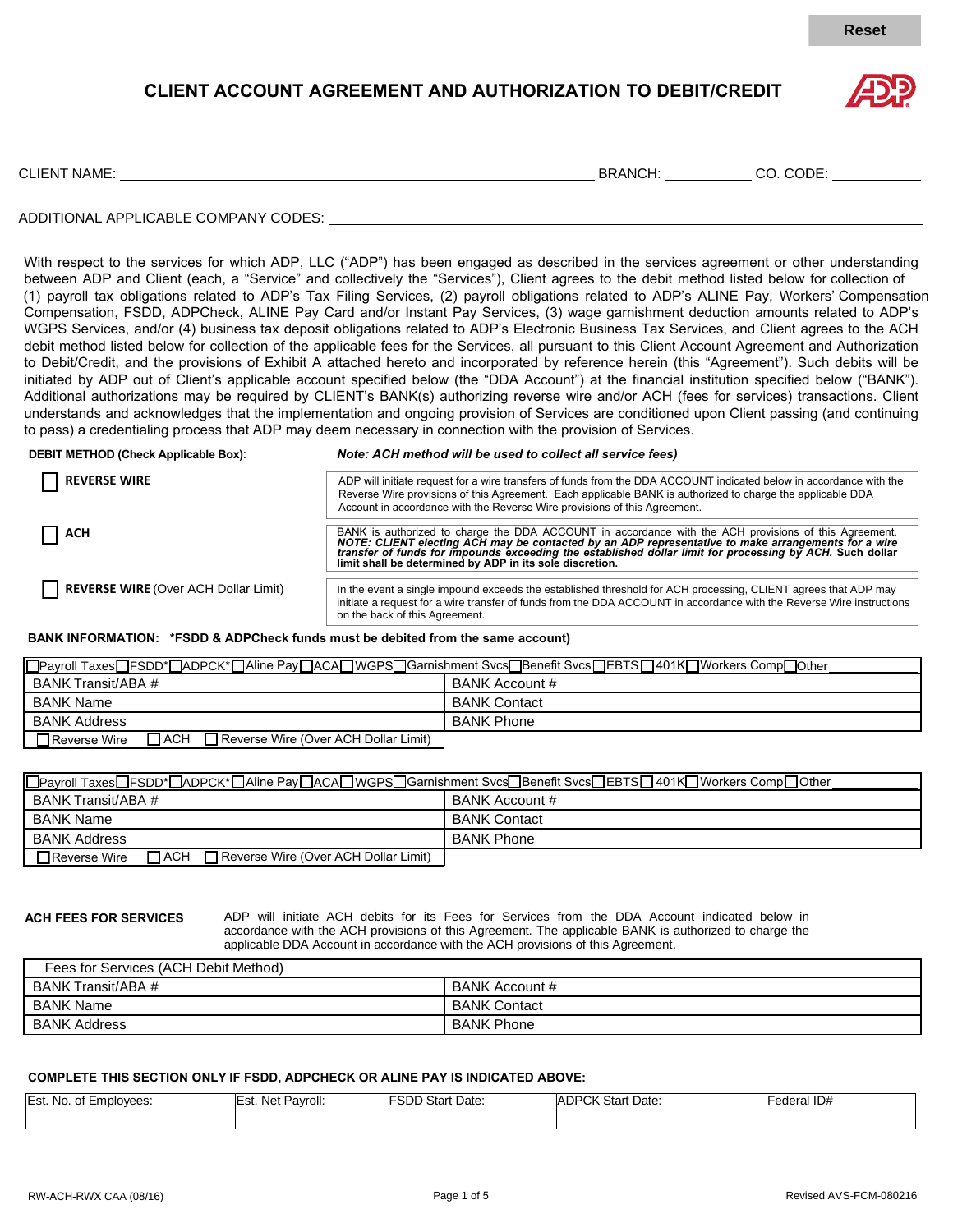Reset

# CLIENT ACCOUNT AGREEMENT AND AUTHORIZATION TO DEBIT/CREDIT

CLIENT NAME: ______________________________ BRANCH: __________ CO. CODE: __________

ADDITIONAL APPLICABLE COMPANY CODES: ______________________________

With respect to the services for which ADP, LLC ("ADP") has been engaged as described in the services agreement or other understanding between ADP and Client (each, a "Service" and collectively the "Services"), Client agrees to the debit method listed below for collection of (1) payroll tax obligations related to ADP's Tax Filing Services, (2) payroll obligations related to ADP's ALINE Pay, Workers' Compensation Compensation, FSDD, ADPCheck, ALINE Pay Card and/or Instant Pay Services, (3) wage garnishment deduction amounts related to ADP's WGPS Services, and/or (4) business tax deposit obligations related to ADP's Electronic Business Tax Services, and Client agrees to the ACH debit method listed below for collection of the applicable fees for the Services, all pursuant to this Client Account Agreement and Authorization to Debit/Credit, and the provisions of Exhibit A attached hereto and incorporated by reference herein (this "Agreement"). Such debits will be initiated by ADP out of Client's applicable account specified below (the "DDA Account") at the financial institution specified below ("BANK"). Additional authorizations may be required by CLIENT's BANK(s) authorizing reverse wire and/or ACH (fees for services) transactions. Client understands and acknowledges that the implementation and ongoing provision of Services are conditioned upon Client passing (and continuing to pass) a credentialing process that ADP may deem necessary in connection with the provision of Services.

**DEBIT METHOD (Check Applicable Box):** ***Note: ACH method will be used to collect all service fees)***

| | |
|---|---|
| ☐ **REVERSE WIRE** | ADP will initiate request for a wire transfers of funds from the DDA ACCOUNT indicated below in accordance with the Reverse Wire provisions of this Agreement. Each applicable BANK is authorized to charge the applicable DDA Account in accordance with the Reverse Wire provisions of this Agreement. |
| ☐ **ACH** | BANK is authorized to charge the DDA ACCOUNT in accordance with the ACH provisions of this Agreement. ***NOTE: CLIENT electing ACH may be contacted by an ADP representative to make arrangements for a wire transfer of funds for impounds exceeding the established dollar limit for processing by ACH.*** **Such dollar limit shall be determined by ADP in its sole discretion.** |
| ☐ **REVERSE WIRE** (Over ACH Dollar Limit) | In the event a single impound exceeds the established threshold for ACH processing, CLIENT agrees that ADP may initiate a request for a wire transfer of funds from the DDA ACCOUNT in accordance with the Reverse Wire instructions on the back of this Agreement. |

**BANK INFORMATION: \*FSDD & ADPCheck funds must be debited from the same account)**

| ☐Payroll Taxes ☐FSDD* ☐ADPCK* ☐Aline Pay ☐ACA ☐WGPS ☐Garnishment Svcs ☐Benefit Svcs ☐EBTS ☐401K ☐Workers Comp ☐Other | |
|---|---|
| BANK Transit/ABA # | BANK Account # |
| BANK Name | BANK Contact |
| BANK Address | BANK Phone |
| ☐Reverse Wire ☐ACH ☐Reverse Wire (Over ACH Dollar Limit) | |

| ☐Payroll Taxes ☐FSDD* ☐ADPCK* ☐Aline Pay ☐ACA ☐WGPS ☐Garnishment Svcs ☐Benefit Svcs ☐EBTS ☐401K ☐Workers Comp ☐Other | |
|---|---|
| BANK Transit/ABA # | BANK Account # |
| BANK Name | BANK Contact |
| BANK Address | BANK Phone |
| ☐Reverse Wire ☐ACH ☐Reverse Wire (Over ACH Dollar Limit) | |

**ACH FEES FOR SERVICES** ADP will initiate ACH debits for its Fees for Services from the DDA Account indicated below in accordance with the ACH provisions of this Agreement. The applicable BANK is authorized to charge the applicable DDA Account in accordance with the ACH provisions of this Agreement.

| Fees for Services (ACH Debit Method) | |
|---|---|
| BANK Transit/ABA # | BANK Account # |
| BANK Name | BANK Contact |
| BANK Address | BANK Phone |

**COMPLETE THIS SECTION ONLY IF FSDD, ADPCHECK OR ALINE PAY IS INDICATED ABOVE:**

| Est. No. of Employees: | Est. Net Payroll: | FSDD Start Date: | ADPCK Start Date: | Federal ID# |
|---|---|---|---|---|
| | | | | |

RW-ACH-RWX CAA (08/16) Revised AVS-FCM-080216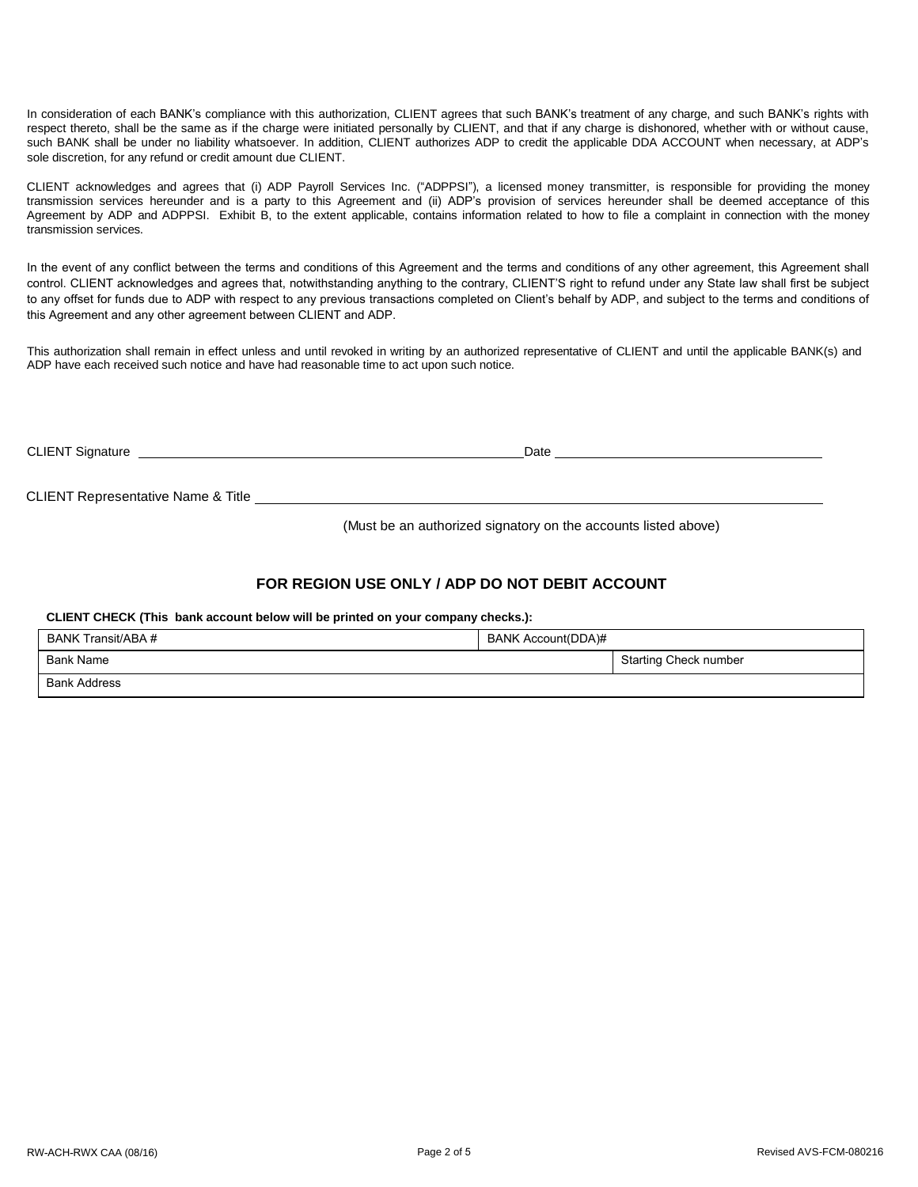In consideration of each BANK's compliance with this authorization, CLIENT agrees that such BANK's treatment of any charge, and such BANK's rights with respect thereto, shall be the same as if the charge were initiated personally by CLIENT, and that if any charge is dishonored, whether with or without cause, such BANK shall be under no liability whatsoever. In addition, CLIENT authorizes ADP to credit the applicable DDA ACCOUNT when necessary, at ADP's sole discretion, for any refund or credit amount due CLIENT.

CLIENT acknowledges and agrees that (i) ADP Payroll Services Inc. ("ADPPSI"), a licensed money transmitter, is responsible for providing the money transmission services hereunder and is a party to this Agreement and (ii) ADP's provision of services hereunder shall be deemed acceptance of this Agreement by ADP and ADPPSI. Exhibit B, to the extent applicable, contains information related to how to file a complaint in connection with the money transmission services.

In the event of any conflict between the terms and conditions of this Agreement and the terms and conditions of any other agreement, this Agreement shall control. CLIENT acknowledges and agrees that, notwithstanding anything to the contrary, CLIENT'S right to refund under any State law shall first be subject to any offset for funds due to ADP with respect to any previous transactions completed on Client's behalf by ADP, and subject to the terms and conditions of this Agreement and any other agreement between CLIENT and ADP.

This authorization shall remain in effect unless and until revoked in writing by an authorized representative of CLIENT and until the applicable BANK(s) and ADP have each received such notice and have had reasonable time to act upon such notice.

CLIENT Signature \_\_\_\_\_\_\_\_\_\_\_\_\_\_\_\_\_\_\_\_\_\_\_\_\_\_\_\_ Date \_\_\_\_\_\_\_\_\_\_\_\_\_\_\_\_\_\_\_\_

CLIENT Representative Name & Title \_\_\_\_\_\_\_\_\_\_\_\_\_\_\_\_\_\_\_\_\_\_\_\_\_\_\_\_\_\_\_\_\_\_\_\_

(Must be an authorized signatory on the accounts listed above)

## FOR REGION USE ONLY / ADP DO NOT DEBIT ACCOUNT

**CLIENT CHECK (This bank account below will be printed on your company checks.):**

| BANK Transit/ABA # | BANK Account(DDA)# | |
|---|---|---|
| Bank Name | | Starting Check number |
| Bank Address | | |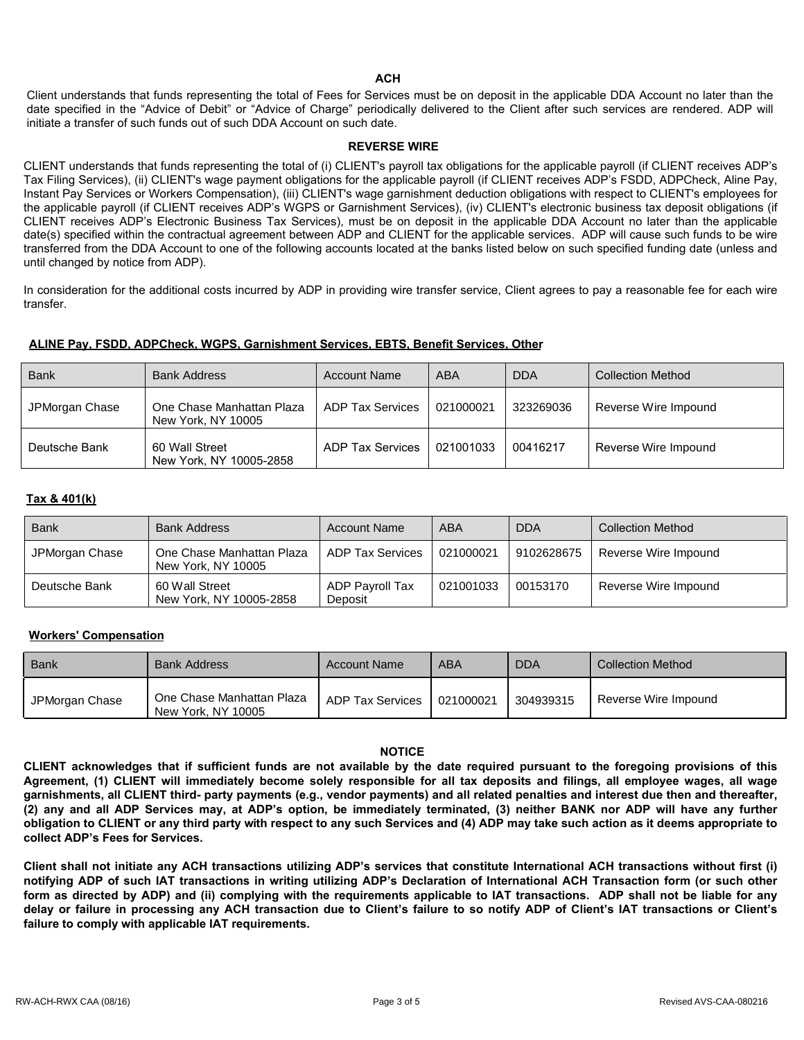## ACH

Client understands that funds representing the total of Fees for Services must be on deposit in the applicable DDA Account no later than the date specified in the "Advice of Debit" or "Advice of Charge" periodically delivered to the Client after such services are rendered. ADP will initiate a transfer of such funds out of such DDA Account on such date.

## REVERSE WIRE

CLIENT understands that funds representing the total of (i) CLIENT's payroll tax obligations for the applicable payroll (if CLIENT receives ADP's Tax Filing Services), (ii) CLIENT's wage payment obligations for the applicable payroll (if CLIENT receives ADP's FSDD, ADPCheck, Aline Pay, Instant Pay Services or Workers Compensation), (iii) CLIENT's wage garnishment deduction obligations with respect to CLIENT's employees for the applicable payroll (if CLIENT receives ADP's WGPS or Garnishment Services), (iv) CLIENT's electronic business tax deposit obligations (if CLIENT receives ADP's Electronic Business Tax Services), must be on deposit in the applicable DDA Account no later than the applicable date(s) specified within the contractual agreement between ADP and CLIENT for the applicable services. ADP will cause such funds to be wire transferred from the DDA Account to one of the following accounts located at the banks listed below on such specified funding date (unless and until changed by notice from ADP).

In consideration for the additional costs incurred by ADP in providing wire transfer service, Client agrees to pay a reasonable fee for each wire transfer.

**ALINE Pay, FSDD, ADPCheck, WGPS, Garnishment Services, EBTS, Benefit Services, Other**

| Bank | Bank Address | Account Name | ABA | DDA | Collection Method |
|---|---|---|---|---|---|
| JPMorgan Chase | One Chase Manhattan Plaza New York, NY 10005 | ADP Tax Services | 021000021 | 323269036 | Reverse Wire Impound |
| Deutsche Bank | 60 Wall Street New York, NY 10005-2858 | ADP Tax Services | 021001033 | 00416217 | Reverse Wire Impound |

**Tax & 401(k)**

| Bank | Bank Address | Account Name | ABA | DDA | Collection Method |
|---|---|---|---|---|---|
| JPMorgan Chase | One Chase Manhattan Plaza New York, NY 10005 | ADP Tax Services | 021000021 | 9102628675 | Reverse Wire Impound |
| Deutsche Bank | 60 Wall Street New York, NY 10005-2858 | ADP Payroll Tax Deposit | 021001033 | 00153170 | Reverse Wire Impound |

**Workers' Compensation**

| Bank | Bank Address | Account Name | ABA | DDA | Collection Method |
|---|---|---|---|---|---|
| JPMorgan Chase | One Chase Manhattan Plaza New York, NY 10005 | ADP Tax Services | 021000021 | 304939315 | Reverse Wire Impound |

## NOTICE

**CLIENT acknowledges that if sufficient funds are not available by the date required pursuant to the foregoing provisions of this Agreement, (1) CLIENT will immediately become solely responsible for all tax deposits and filings, all employee wages, all wage garnishments, all CLIENT third- party payments (e.g., vendor payments) and all related penalties and interest due then and thereafter, (2) any and all ADP Services may, at ADP's option, be immediately terminated, (3) neither BANK nor ADP will have any further obligation to CLIENT or any third party with respect to any such Services and (4) ADP may take such action as it deems appropriate to collect ADP's Fees for Services.**

**Client shall not initiate any ACH transactions utilizing ADP's services that constitute International ACH transactions without first (i) notifying ADP of such IAT transactions in writing utilizing ADP's Declaration of International ACH Transaction form (or such other form as directed by ADP) and (ii) complying with the requirements applicable to IAT transactions. ADP shall not be liable for any delay or failure in processing any ACH transaction due to Client's failure to so notify ADP of Client's IAT transactions or Client's failure to comply with applicable IAT requirements.**

RW-ACH-RWX CAA (08/16) Revised AVS-CAA-080216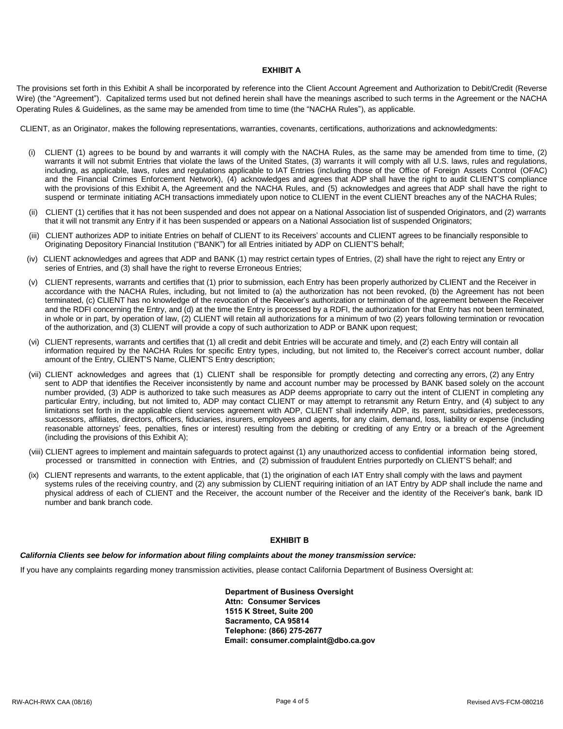## EXHIBIT A

The provisions set forth in this Exhibit A shall be incorporated by reference into the Client Account Agreement and Authorization to Debit/Credit (Reverse Wire) (the "Agreement"). Capitalized terms used but not defined herein shall have the meanings ascribed to such terms in the Agreement or the NACHA Operating Rules & Guidelines, as the same may be amended from time to time (the "NACHA Rules"), as applicable.

CLIENT, as an Originator, makes the following representations, warranties, covenants, certifications, authorizations and acknowledgments:

(i) CLIENT (1) agrees to be bound by and warrants it will comply with the NACHA Rules, as the same may be amended from time to time, (2) warrants it will not submit Entries that violate the laws of the United States, (3) warrants it will comply with all U.S. laws, rules and regulations, including, as applicable, laws, rules and regulations applicable to IAT Entries (including those of the Office of Foreign Assets Control (OFAC) and the Financial Crimes Enforcement Network), (4) acknowledges and agrees that ADP shall have the right to audit CLIENT'S compliance with the provisions of this Exhibit A, the Agreement and the NACHA Rules, and (5) acknowledges and agrees that ADP shall have the right to suspend or terminate initiating ACH transactions immediately upon notice to CLIENT in the event CLIENT breaches any of the NACHA Rules;

(ii) CLIENT (1) certifies that it has not been suspended and does not appear on a National Association list of suspended Originators, and (2) warrants that it will not transmit any Entry if it has been suspended or appears on a National Association list of suspended Originators;

(iii) CLIENT authorizes ADP to initiate Entries on behalf of CLIENT to its Receivers' accounts and CLIENT agrees to be financially responsible to Originating Depository Financial Institution ("BANK") for all Entries initiated by ADP on CLIENT'S behalf;

(iv) CLIENT acknowledges and agrees that ADP and BANK (1) may restrict certain types of Entries, (2) shall have the right to reject any Entry or series of Entries, and (3) shall have the right to reverse Erroneous Entries;

(v) CLIENT represents, warrants and certifies that (1) prior to submission, each Entry has been properly authorized by CLIENT and the Receiver in accordance with the NACHA Rules, including, but not limited to (a) the authorization has not been revoked, (b) the Agreement has not been terminated, (c) CLIENT has no knowledge of the revocation of the Receiver's authorization or termination of the agreement between the Receiver and the RDFI concerning the Entry, and (d) at the time the Entry is processed by a RDFI, the authorization for that Entry has not been terminated, in whole or in part, by operation of law, (2) CLIENT will retain all authorizations for a minimum of two (2) years following termination or revocation of the authorization, and (3) CLIENT will provide a copy of such authorization to ADP or BANK upon request;

(vi) CLIENT represents, warrants and certifies that (1) all credit and debit Entries will be accurate and timely, and (2) each Entry will contain all information required by the NACHA Rules for specific Entry types, including, but not limited to, the Receiver's correct account number, dollar amount of the Entry, CLIENT'S Name, CLIENT'S Entry description;

(vii) CLIENT acknowledges and agrees that (1) CLIENT shall be responsible for promptly detecting and correcting any errors, (2) any Entry sent to ADP that identifies the Receiver inconsistently by name and account number may be processed by BANK based solely on the account number provided, (3) ADP is authorized to take such measures as ADP deems appropriate to carry out the intent of CLIENT in completing any particular Entry, including, but not limited to, ADP may contact CLIENT or may attempt to retransmit any Return Entry, and (4) subject to any limitations set forth in the applicable client services agreement with ADP, CLIENT shall indemnify ADP, its parent, subsidiaries, predecessors, successors, affiliates, directors, officers, fiduciaries, insurers, employees and agents, for any claim, demand, loss, liability or expense (including reasonable attorneys' fees, penalties, fines or interest) resulting from the debiting or crediting of any Entry or a breach of the Agreement (including the provisions of this Exhibit A);

(viii) CLIENT agrees to implement and maintain safeguards to protect against (1) any unauthorized access to confidential information being stored, processed or transmitted in connection with Entries, and (2) submission of fraudulent Entries purportedly on CLIENT'S behalf; and

(ix) CLIENT represents and warrants, to the extent applicable, that (1) the origination of each IAT Entry shall comply with the laws and payment systems rules of the receiving country, and (2) any submission by CLIENT requiring initiation of an IAT Entry by ADP shall include the name and physical address of each of CLIENT and the Receiver, the account number of the Receiver and the identity of the Receiver's bank, bank ID number and bank branch code.

## EXHIBIT B

***California Clients see below for information about filing complaints about the money transmission service:***

If you have any complaints regarding money transmission activities, please contact California Department of Business Oversight at:

**Department of Business Oversight**
**Attn: Consumer Services**
**1515 K Street, Suite 200**
**Sacramento, CA 95814**
**Telephone: (866) 275-2677**
**Email: consumer.complaint@dbo.ca.gov**

RW-ACH-RWX CAA (08/16) — Revised AVS-FCM-080216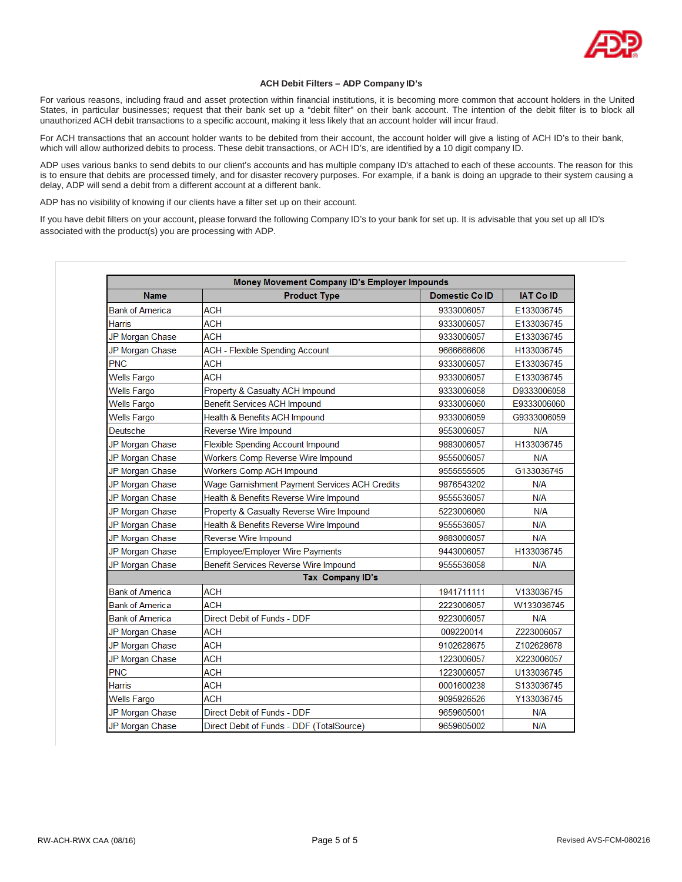### ACH Debit Filters – ADP Company ID's

For various reasons, including fraud and asset protection within financial institutions, it is becoming more common that account holders in the United States, in particular businesses; request that their bank set up a "debit filter" on their bank account. The intention of the debit filter is to block all unauthorized ACH debit transactions to a specific account, making it less likely that an account holder will incur fraud.

For ACH transactions that an account holder wants to be debited from their account, the account holder will give a listing of ACH ID's to their bank, which will allow authorized debits to process. These debit transactions, or ACH ID's, are identified by a 10 digit company ID.

ADP uses various banks to send debits to our client's accounts and has multiple company ID's attached to each of these accounts. The reason for this is to ensure that debits are processed timely, and for disaster recovery purposes. For example, if a bank is doing an upgrade to their system causing a delay, ADP will send a debit from a different account at a different bank.

ADP has no visibility of knowing if our clients have a filter set up on their account.

If you have debit filters on your account, please forward the following Company ID's to your bank for set up. It is advisable that you set up all ID's associated with the product(s) you are processing with ADP.

| Money Movement Company ID's Employer Impounds | | | |
|---|---|---|---|
| **Name** | **Product Type** | **Domestic Co ID** | **IAT Co ID** |
| Bank of America | ACH | 9333006057 | E133036745 |
| Harris | ACH | 9333006057 | E133036745 |
| JP Morgan Chase | ACH | 9333006057 | E133036745 |
| JP Morgan Chase | ACH - Flexible Spending Account | 9666666606 | H133036745 |
| PNC | ACH | 9333006057 | E133036745 |
| Wells Fargo | ACH | 9333006057 | E133036745 |
| Wells Fargo | Property & Casualty ACH Impound | 9333006058 | D9333006058 |
| Wells Fargo | Benefit Services ACH Impound | 9333006060 | E9333006060 |
| Wells Fargo | Health & Benefits ACH Impound | 9333006059 | G9333006059 |
| Deutsche | Reverse Wire Impound | 9553006057 | N/A |
| JP Morgan Chase | Flexible Spending Account Impound | 9883006057 | H133036745 |
| JP Morgan Chase | Workers Comp Reverse Wire Impound | 9555006057 | N/A |
| JP Morgan Chase | Workers Comp ACH Impound | 9555555505 | G133036745 |
| JP Morgan Chase | Wage Garnishment Payment Services ACH Credits | 9876543202 | N/A |
| JP Morgan Chase | Health & Benefits Reverse Wire Impound | 9555536057 | N/A |
| JP Morgan Chase | Property & Casualty Reverse Wire Impound | 5223006060 | N/A |
| JP Morgan Chase | Health & Benefits Reverse Wire Impound | 9555536057 | N/A |
| JP Morgan Chase | Reverse Wire Impound | 9883006057 | N/A |
| JP Morgan Chase | Employee/Employer Wire Payments | 9443006057 | H133036745 |
| JP Morgan Chase | Benefit Services Reverse Wire Impound | 9555536058 | N/A |
| **Tax Company ID's** | | | |
| Bank of America | ACH | 1941711111 | V133036745 |
| Bank of America | ACH | 2223006057 | W133036745 |
| Bank of America | Direct Debit of Funds - DDF | 9223006057 | N/A |
| JP Morgan Chase | ACH | 009220014 | Z223006057 |
| JP Morgan Chase | ACH | 9102628675 | Z102628678 |
| JP Morgan Chase | ACH | 1223006057 | X223006057 |
| PNC | ACH | 1223006057 | U133036745 |
| Harris | ACH | 0001600238 | S133036745 |
| Wells Fargo | ACH | 9095926526 | Y133036745 |
| JP Morgan Chase | Direct Debit of Funds - DDF | 9659605001 | N/A |
| JP Morgan Chase | Direct Debit of Funds - DDF (TotalSource) | 9659605002 | N/A |

RW-ACH-RWX CAA (08/16)

Revised AVS-FCM-080216